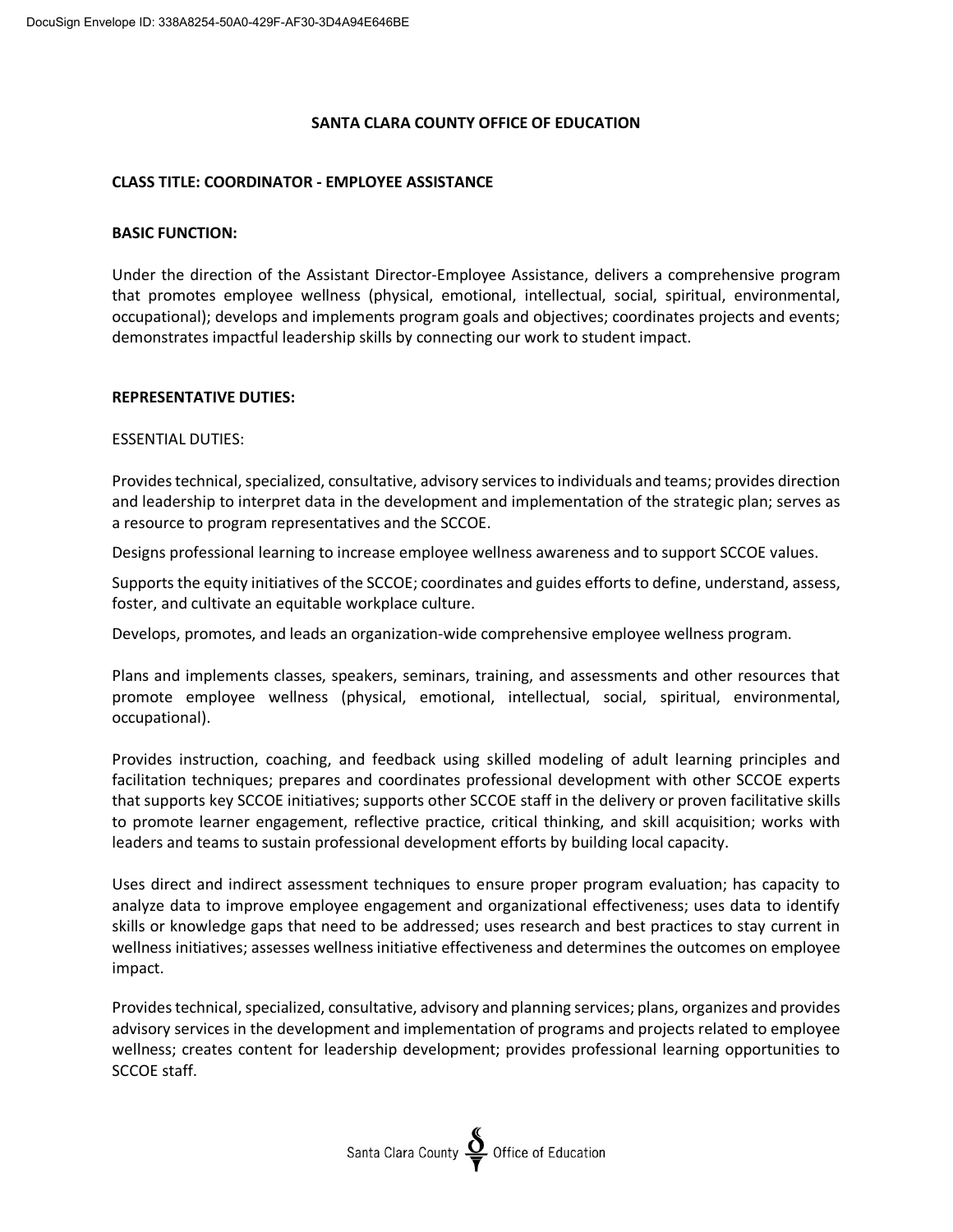# SANTA CLARA COUNTY OFFICE OF EDUCATION

## CLASS TITLE: COORDINATOR - EMPLOYEE ASSISTANCE

### BASIC FUNCTION:

Under the direction of the Assistant Director-Employee Assistance, delivers a comprehensive program that promotes employee wellness (physical, emotional, intellectual, social, spiritual, environmental, occupational); develops and implements program goals and objectives; coordinates projects and events; demonstrates impactful leadership skills by connecting our work to student impact.

### REPRESENTATIVE DUTIES:

ESSENTIAL DUTIES:

Provides technical, specialized, consultative, advisory services to individuals and teams; provides direction and leadership to interpret data in the development and implementation of the strategic plan; serves as a resource to program representatives and the SCCOE.

Designs professional learning to increase employee wellness awareness and to support SCCOE values.

Supports the equity initiatives of the SCCOE; coordinates and guides efforts to define, understand, assess, foster, and cultivate an equitable workplace culture.

Develops, promotes, and leads an organization-wide comprehensive employee wellness program.

Plans and implements classes, speakers, seminars, training, and assessments and other resources that promote employee wellness (physical, emotional, intellectual, social, spiritual, environmental, occupational).

Provides instruction, coaching, and feedback using skilled modeling of adult learning principles and facilitation techniques; prepares and coordinates professional development with other SCCOE experts that supports key SCCOE initiatives; supports other SCCOE staff in the delivery or proven facilitative skills to promote learner engagement, reflective practice, critical thinking, and skill acquisition; works with leaders and teams to sustain professional development efforts by building local capacity.

Uses direct and indirect assessment techniques to ensure proper program evaluation; has capacity to analyze data to improve employee engagement and organizational effectiveness; uses data to identify skills or knowledge gaps that need to be addressed; uses research and best practices to stay current in wellness initiatives; assesses wellness initiative effectiveness and determines the outcomes on employee impact.

Provides technical, specialized, consultative, advisory and planning services; plans, organizes and provides advisory services in the development and implementation of programs and projects related to employee wellness; creates content for leadership development; provides professional learning opportunities to SCCOE staff.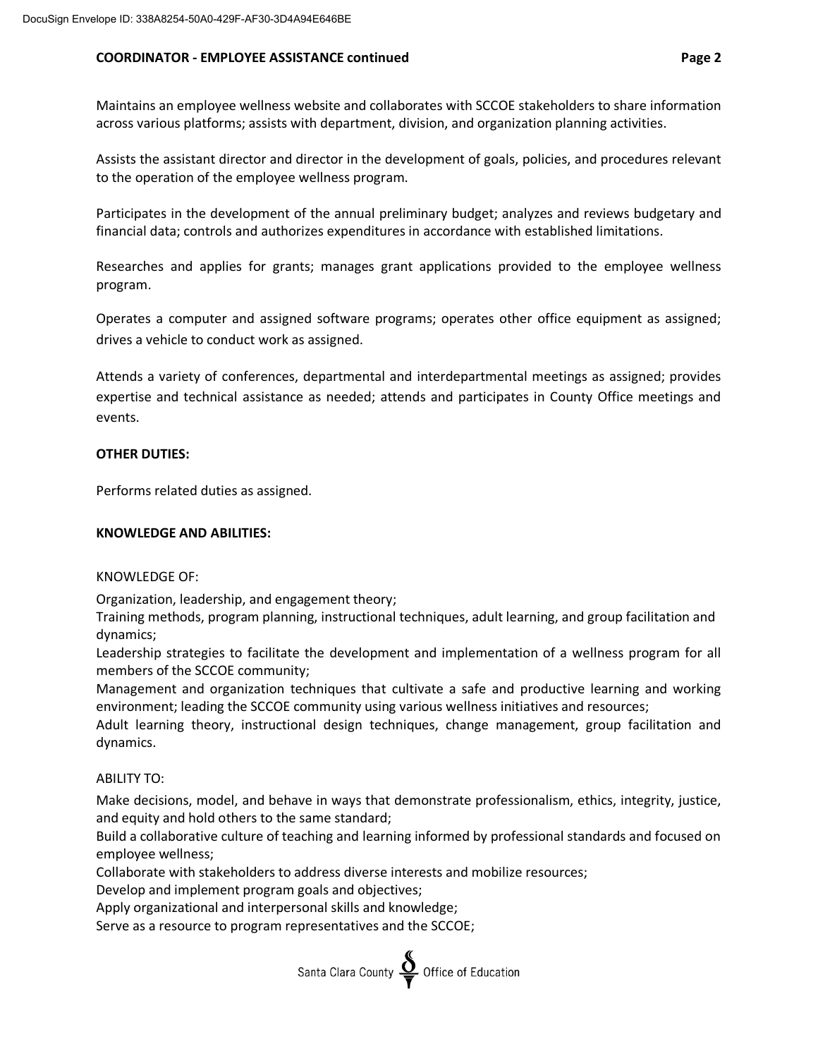Maintains an employee wellness website and collaborates with SCCOE stakeholders to share information across various platforms; assists with department, division, and organization planning activities.

Assists the assistant director and director in the development of goals, policies, and procedures relevant to the operation of the employee wellness program.

Participates in the development of the annual preliminary budget; analyzes and reviews budgetary and financial data; controls and authorizes expenditures in accordance with established limitations.

Researches and applies for grants; manages grant applications provided to the employee wellness program.

Operates a computer and assigned software programs; operates other office equipment as assigned; drives a vehicle to conduct work as assigned.

Attends a variety of conferences, departmental and interdepartmental meetings as assigned; provides expertise and technical assistance as needed; attends and participates in County Office meetings and events.

**OTHER DUTIES:**

Performs related duties as assigned.

**KNOWLEDGE AND ABILITIES:**

KNOWLEDGE OF:

Organization, leadership, and engagement theory;
Training methods, program planning, instructional techniques, adult learning, and group facilitation and dynamics;
Leadership strategies to facilitate the development and implementation of a wellness program for all members of the SCCOE community;
Management and organization techniques that cultivate a safe and productive learning and working environment; leading the SCCOE community using various wellness initiatives and resources;
Adult learning theory, instructional design techniques, change management, group facilitation and dynamics.

ABILITY TO:

Make decisions, model, and behave in ways that demonstrate professionalism, ethics, integrity, justice, and equity and hold others to the same standard;
Build a collaborative culture of teaching and learning informed by professional standards and focused on employee wellness;
Collaborate with stakeholders to address diverse interests and mobilize resources;
Develop and implement program goals and objectives;
Apply organizational and interpersonal skills and knowledge;
Serve as a resource to program representatives and the SCCOE;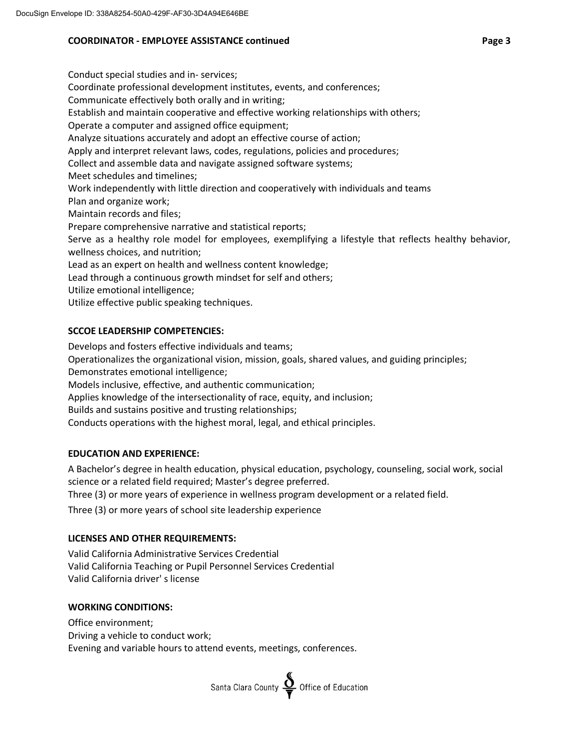Conduct special studies and in- services;
Coordinate professional development institutes, events, and conferences;
Communicate effectively both orally and in writing;
Establish and maintain cooperative and effective working relationships with others;
Operate a computer and assigned office equipment;
Analyze situations accurately and adopt an effective course of action;
Apply and interpret relevant laws, codes, regulations, policies and procedures;
Collect and assemble data and navigate assigned software systems;
Meet schedules and timelines;
Work independently with little direction and cooperatively with individuals and teams
Plan and organize work;
Maintain records and files;
Prepare comprehensive narrative and statistical reports;
Serve as a healthy role model for employees, exemplifying a lifestyle that reflects healthy behavior, wellness choices, and nutrition;
Lead as an expert on health and wellness content knowledge;
Lead through a continuous growth mindset for self and others;
Utilize emotional intelligence;
Utilize effective public speaking techniques.

**SCCOE LEADERSHIP COMPETENCIES:**

Develops and fosters effective individuals and teams;
Operationalizes the organizational vision, mission, goals, shared values, and guiding principles;
Demonstrates emotional intelligence;
Models inclusive, effective, and authentic communication;
Applies knowledge of the intersectionality of race, equity, and inclusion;
Builds and sustains positive and trusting relationships;
Conducts operations with the highest moral, legal, and ethical principles.

**EDUCATION AND EXPERIENCE:**

A Bachelor's degree in health education, physical education, psychology, counseling, social work, social science or a related field required; Master's degree preferred.
Three (3) or more years of experience in wellness program development or a related field.
Three (3) or more years of school site leadership experience

**LICENSES AND OTHER REQUIREMENTS:**

Valid California Administrative Services Credential
Valid California Teaching or Pupil Personnel Services Credential
Valid California driver' s license

**WORKING CONDITIONS:**

Office environment;
Driving a vehicle to conduct work;
Evening and variable hours to attend events, meetings, conferences.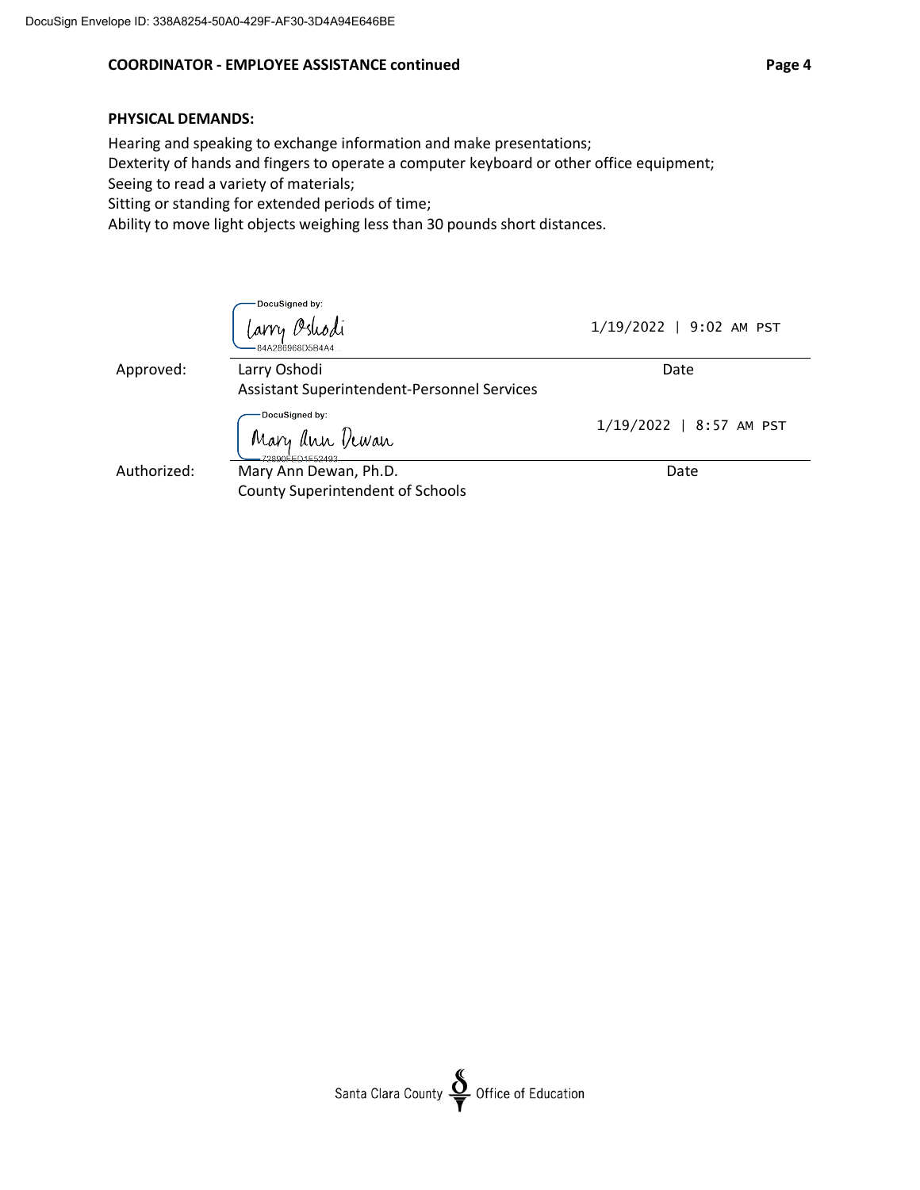## PHYSICAL DEMANDS:

Hearing and speaking to exchange information and make presentations;
Dexterity of hands and fingers to operate a computer keyboard or other office equipment;
Seeing to read a variety of materials;
Sitting or standing for extended periods of time;
Ability to move light objects weighing less than 30 pounds short distances.

| | | |
|---|---|---|
| | DocuSigned by: Larry Oshodi 84A286968D5B4A4... | 1/19/2022 \| 9:02 AM PST |
| Approved: | Larry Oshodi<br>Assistant Superintendent-Personnel Services | Date |
| | DocuSigned by: Mary Ann Dewan 72890FED1F52493... | 1/19/2022 \| 8:57 AM PST |
| Authorized: | Mary Ann Dewan, Ph.D.<br>County Superintendent of Schools | Date |

Santa Clara County Office of Education